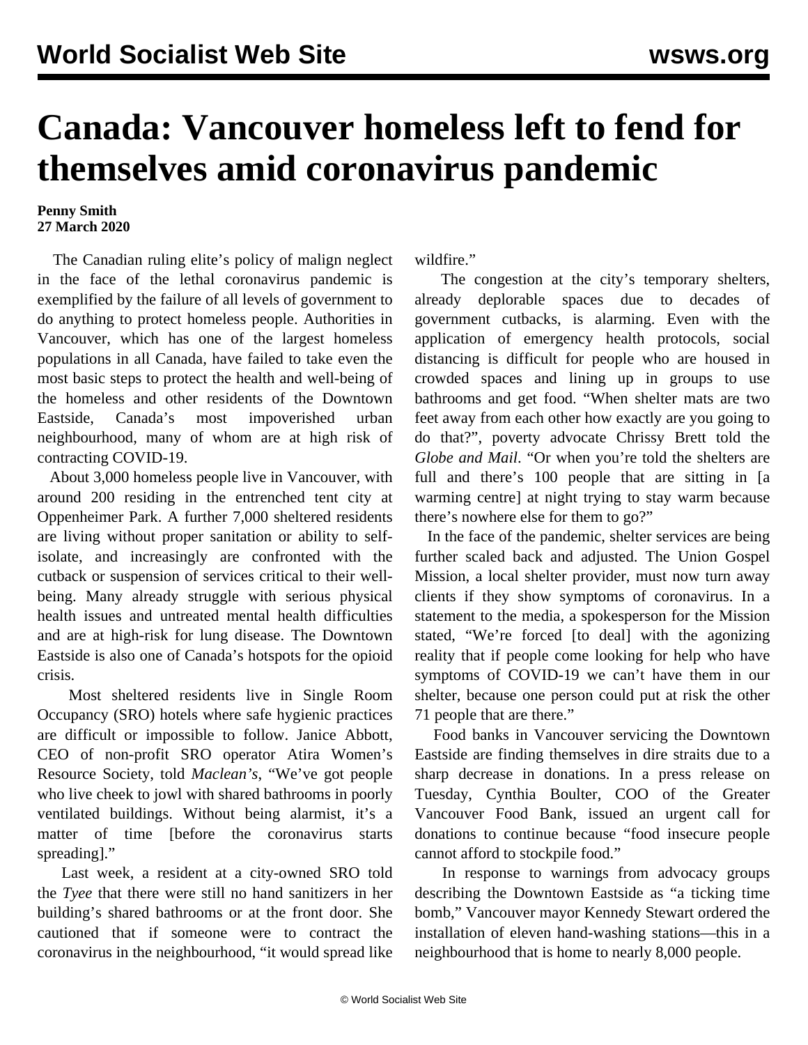# Canada: Vancouver homeless left to fend for themselves amid coronavirus pandemic

**Penny Smith**
**27 March 2020**

The Canadian ruling elite's policy of malign neglect in the face of the lethal coronavirus pandemic is exemplified by the failure of all levels of government to do anything to protect homeless people. Authorities in Vancouver, which has one of the largest homeless populations in all Canada, have failed to take even the most basic steps to protect the health and well-being of the homeless and other residents of the Downtown Eastside, Canada's most impoverished urban neighbourhood, many of whom are at high risk of contracting COVID-19.

About 3,000 homeless people live in Vancouver, with around 200 residing in the entrenched tent city at Oppenheimer Park. A further 7,000 sheltered residents are living without proper sanitation or ability to self-isolate, and increasingly are confronted with the cutback or suspension of services critical to their well-being. Many already struggle with serious physical health issues and untreated mental health difficulties and are at high-risk for lung disease. The Downtown Eastside is also one of Canada's hotspots for the opioid crisis.

Most sheltered residents live in Single Room Occupancy (SRO) hotels where safe hygienic practices are difficult or impossible to follow. Janice Abbott, CEO of non-profit SRO operator Atira Women's Resource Society, told *Maclean's*, "We've got people who live cheek to jowl with shared bathrooms in poorly ventilated buildings. Without being alarmist, it's a matter of time [before the coronavirus starts spreading]."

Last week, a resident at a city-owned SRO told the *Tyee* that there were still no hand sanitizers in her building's shared bathrooms or at the front door. She cautioned that if someone were to contract the coronavirus in the neighbourhood, "it would spread like wildfire."

The congestion at the city's temporary shelters, already deplorable spaces due to decades of government cutbacks, is alarming. Even with the application of emergency health protocols, social distancing is difficult for people who are housed in crowded spaces and lining up in groups to use bathrooms and get food. "When shelter mats are two feet away from each other how exactly are you going to do that?", poverty advocate Chrissy Brett told the *Globe and Mail*. "Or when you're told the shelters are full and there's 100 people that are sitting in [a warming centre] at night trying to stay warm because there's nowhere else for them to go?"

In the face of the pandemic, shelter services are being further scaled back and adjusted. The Union Gospel Mission, a local shelter provider, must now turn away clients if they show symptoms of coronavirus. In a statement to the media, a spokesperson for the Mission stated, "We're forced [to deal] with the agonizing reality that if people come looking for help who have symptoms of COVID-19 we can't have them in our shelter, because one person could put at risk the other 71 people that are there."

Food banks in Vancouver servicing the Downtown Eastside are finding themselves in dire straits due to a sharp decrease in donations. In a press release on Tuesday, Cynthia Boulter, COO of the Greater Vancouver Food Bank, issued an urgent call for donations to continue because "food insecure people cannot afford to stockpile food."

In response to warnings from advocacy groups describing the Downtown Eastside as "a ticking time bomb," Vancouver mayor Kennedy Stewart ordered the installation of eleven hand-washing stations—this in a neighbourhood that is home to nearly 8,000 people.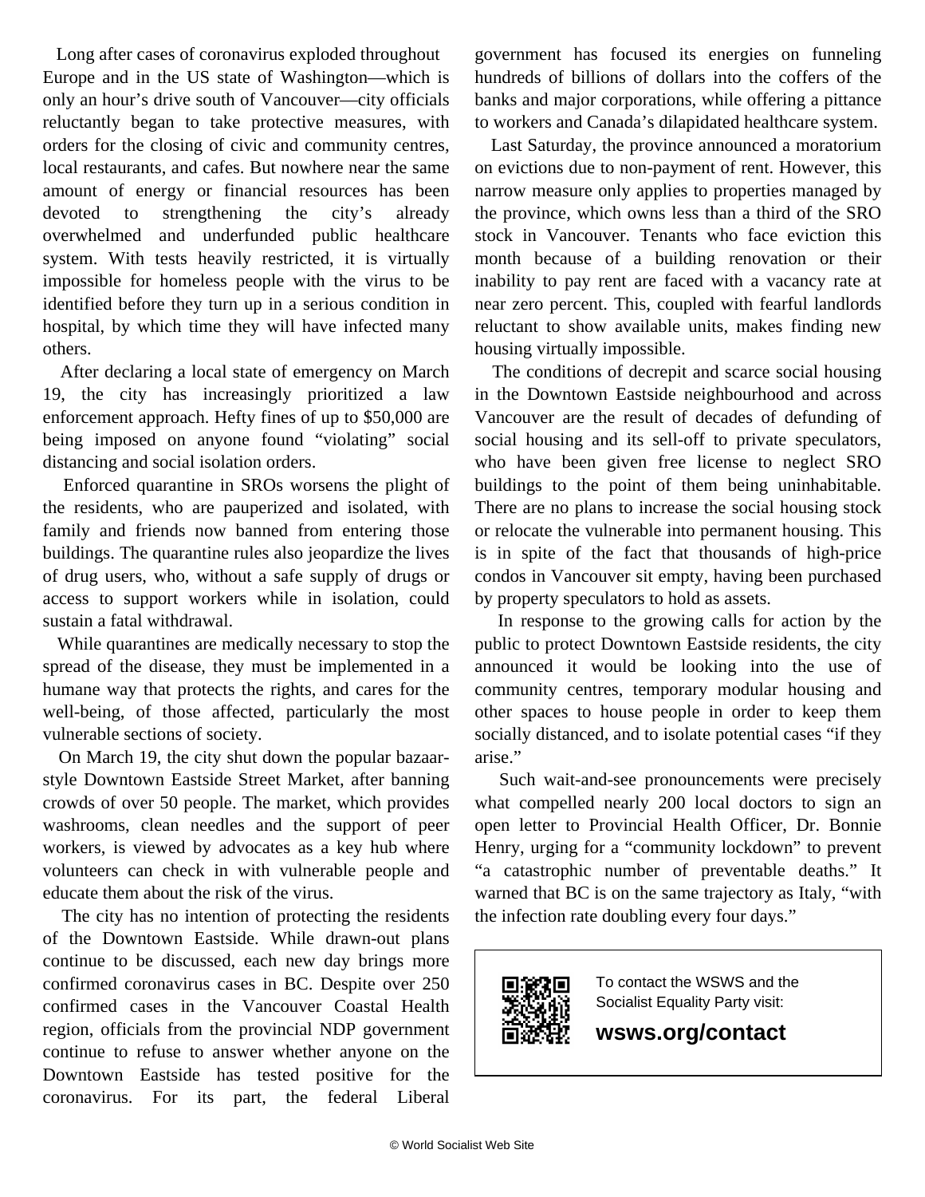Long after cases of coronavirus exploded throughout Europe and in the US state of Washington—which is only an hour's drive south of Vancouver—city officials reluctantly began to take protective measures, with orders for the closing of civic and community centres, local restaurants, and cafes. But nowhere near the same amount of energy or financial resources has been devoted to strengthening the city's already overwhelmed and underfunded public healthcare system. With tests heavily restricted, it is virtually impossible for homeless people with the virus to be identified before they turn up in a serious condition in hospital, by which time they will have infected many others.

After declaring a local state of emergency on March 19, the city has increasingly prioritized a law enforcement approach. Hefty fines of up to $50,000 are being imposed on anyone found "violating" social distancing and social isolation orders.

Enforced quarantine in SROs worsens the plight of the residents, who are pauperized and isolated, with family and friends now banned from entering those buildings. The quarantine rules also jeopardize the lives of drug users, who, without a safe supply of drugs or access to support workers while in isolation, could sustain a fatal withdrawal.

While quarantines are medically necessary to stop the spread of the disease, they must be implemented in a humane way that protects the rights, and cares for the well-being, of those affected, particularly the most vulnerable sections of society.

On March 19, the city shut down the popular bazaar-style Downtown Eastside Street Market, after banning crowds of over 50 people. The market, which provides washrooms, clean needles and the support of peer workers, is viewed by advocates as a key hub where volunteers can check in with vulnerable people and educate them about the risk of the virus.

The city has no intention of protecting the residents of the Downtown Eastside. While drawn-out plans continue to be discussed, each new day brings more confirmed coronavirus cases in BC. Despite over 250 confirmed cases in the Vancouver Coastal Health region, officials from the provincial NDP government continue to refuse to answer whether anyone on the Downtown Eastside has tested positive for the coronavirus. For its part, the federal Liberal government has focused its energies on funneling hundreds of billions of dollars into the coffers of the banks and major corporations, while offering a pittance to workers and Canada's dilapidated healthcare system.

Last Saturday, the province announced a moratorium on evictions due to non-payment of rent. However, this narrow measure only applies to properties managed by the province, which owns less than a third of the SRO stock in Vancouver. Tenants who face eviction this month because of a building renovation or their inability to pay rent are faced with a vacancy rate at near zero percent. This, coupled with fearful landlords reluctant to show available units, makes finding new housing virtually impossible.

The conditions of decrepit and scarce social housing in the Downtown Eastside neighbourhood and across Vancouver are the result of decades of defunding of social housing and its sell-off to private speculators, who have been given free license to neglect SRO buildings to the point of them being uninhabitable. There are no plans to increase the social housing stock or relocate the vulnerable into permanent housing. This is in spite of the fact that thousands of high-price condos in Vancouver sit empty, having been purchased by property speculators to hold as assets.

In response to the growing calls for action by the public to protect Downtown Eastside residents, the city announced it would be looking into the use of community centres, temporary modular housing and other spaces to house people in order to keep them socially distanced, and to isolate potential cases "if they arise."

Such wait-and-see pronouncements were precisely what compelled nearly 200 local doctors to sign an open letter to Provincial Health Officer, Dr. Bonnie Henry, urging for a "community lockdown" to prevent "a catastrophic number of preventable deaths." It warned that BC is on the same trajectory as Italy, "with the infection rate doubling every four days."

To contact the WSWS and the Socialist Equality Party visit:

**wsws.org/contact**